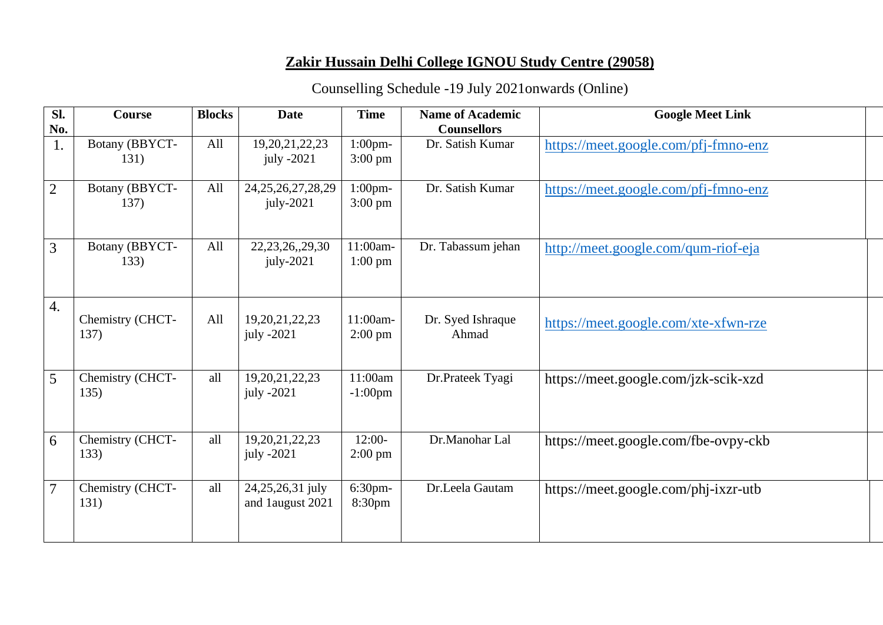# **Zakir Hussain Delhi College IGNOU Study Centre (29058)**

Counselling Schedule -19 July 2021onwards (Online)

| Sl. No. | Course | Blocks | Date | Time | Name of Academic Counsellors | Google Meet Link |
|---|---|---|---|---|---|---|
| 1. | Botany (BBYCT-131) | All | 19,20,21,22,23 july -2021 | 1:00pm-3:00 pm | Dr. Satish Kumar | https://meet.google.com/pfj-fmno-enz |
| 2 | Botany (BBYCT-137) | All | 24,25,26,27,28,29 july-2021 | 1:00pm-3:00 pm | Dr. Satish Kumar | https://meet.google.com/pfj-fmno-enz |
| 3 | Botany (BBYCT-133) | All | 22,23,26,,29,30 july-2021 | 11:00am-1:00 pm | Dr. Tabassum jehan | http://meet.google.com/qum-riof-eja |
| 4. | Chemistry (CHCT-137) | All | 19,20,21,22,23 july -2021 | 11:00am-2:00 pm | Dr. Syed Ishraque Ahmad | https://meet.google.com/xte-xfwn-rze |
| 5 | Chemistry (CHCT-135) | all | 19,20,21,22,23 july -2021 | 11:00am -1:00pm | Dr.Prateek Tyagi | https://meet.google.com/jzk-scik-xzd |
| 6 | Chemistry (CHCT-133) | all | 19,20,21,22,23 july -2021 | 12:00-2:00 pm | Dr.Manohar Lal | https://meet.google.com/fbe-ovpy-ckb |
| 7 | Chemistry (CHCT-131) | all | 24,25,26,31 july and 1august 2021 | 6:30pm-8:30pm | Dr.Leela Gautam | https://meet.google.com/phj-ixzr-utb |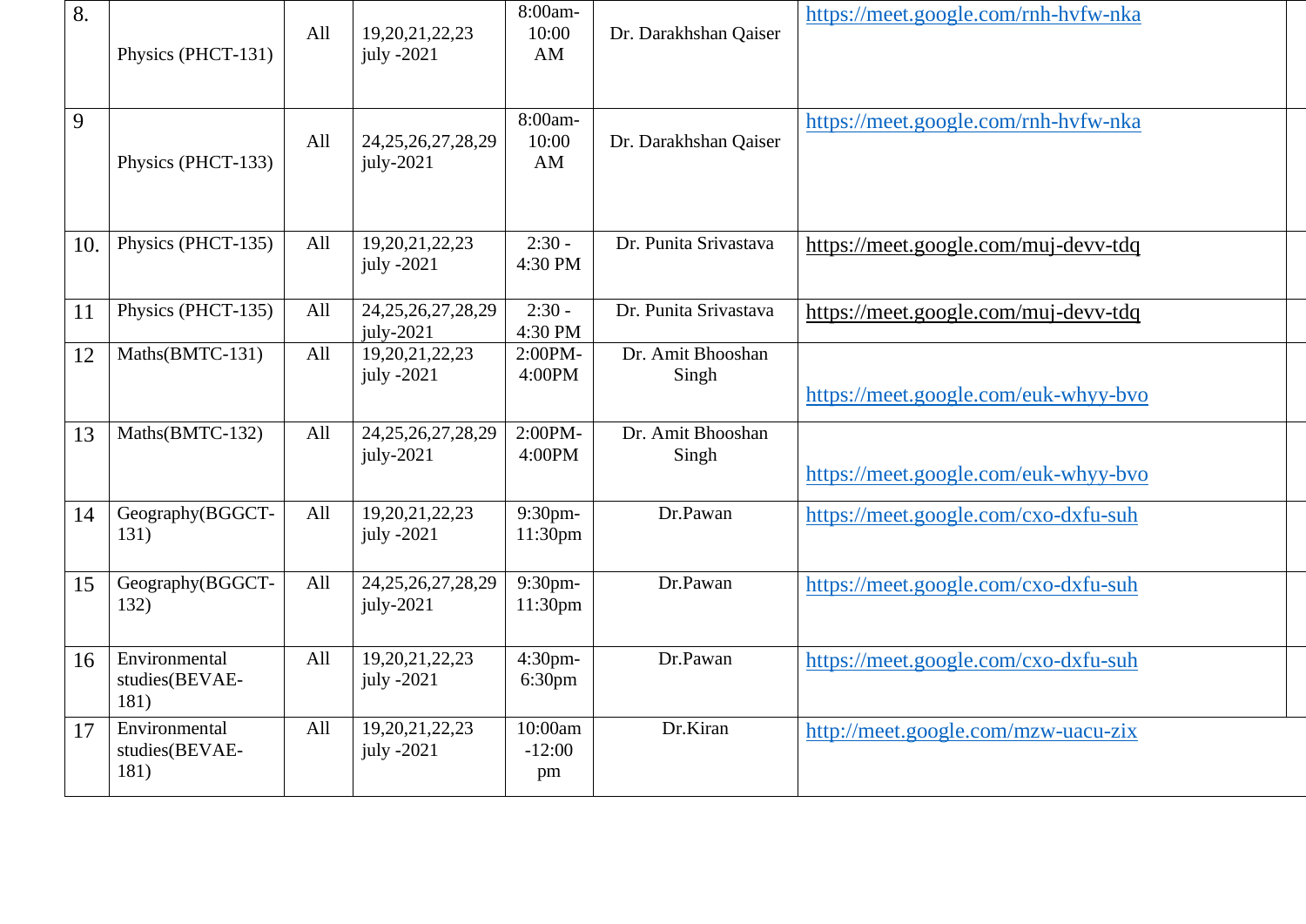| 8. | Physics (PHCT-131) | All | 19,20,21,22,23 july -2021 | 8:00am-10:00 AM | Dr. Darakhshan Qaiser | https://meet.google.com/rnh-hvfw-nka |
|---|---|---|---|---|---|---|
| 9 | Physics (PHCT-133) | All | 24,25,26,27,28,29 july-2021 | 8:00am-10:00 AM | Dr. Darakhshan Qaiser | https://meet.google.com/rnh-hvfw-nka |
| 10. | Physics (PHCT-135) | All | 19,20,21,22,23 july -2021 | 2:30 - 4:30 PM | Dr. Punita Srivastava | https://meet.google.com/muj-devv-tdq |
| 11 | Physics (PHCT-135) | All | 24,25,26,27,28,29 july-2021 | 2:30 - 4:30 PM | Dr. Punita Srivastava | https://meet.google.com/muj-devv-tdq |
| 12 | Maths(BMTC-131) | All | 19,20,21,22,23 july -2021 | 2:00PM-4:00PM | Dr. Amit Bhooshan Singh | https://meet.google.com/euk-whyy-bvo |
| 13 | Maths(BMTC-132) | All | 24,25,26,27,28,29 july-2021 | 2:00PM-4:00PM | Dr. Amit Bhooshan Singh | https://meet.google.com/euk-whyy-bvo |
| 14 | Geography(BGGCT-131) | All | 19,20,21,22,23 july -2021 | 9:30pm-11:30pm | Dr.Pawan | https://meet.google.com/cxo-dxfu-suh |
| 15 | Geography(BGGCT-132) | All | 24,25,26,27,28,29 july-2021 | 9:30pm-11:30pm | Dr.Pawan | https://meet.google.com/cxo-dxfu-suh |
| 16 | Environmental studies(BEVAE-181) | All | 19,20,21,22,23 july -2021 | 4:30pm-6:30pm | Dr.Pawan | https://meet.google.com/cxo-dxfu-suh |
| 17 | Environmental studies(BEVAE-181) | All | 19,20,21,22,23 july -2021 | 10:00am -12:00 pm | Dr.Kiran | http://meet.google.com/mzw-uacu-zix |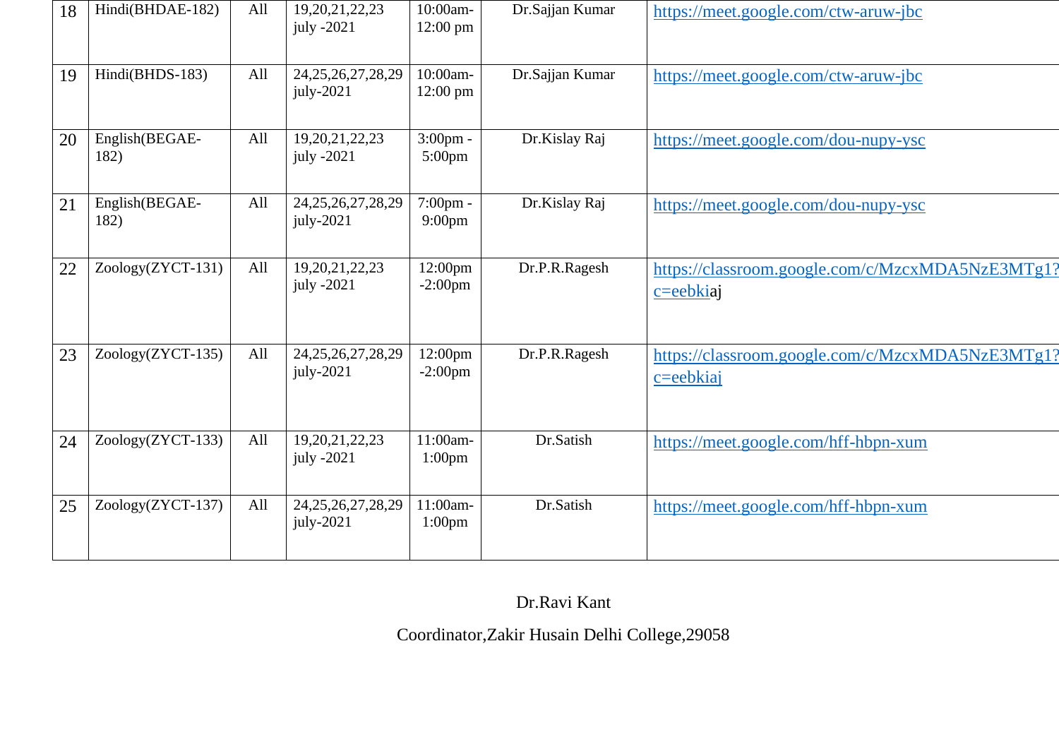| | | | | | | |
|---|---|---|---|---|---|---|
| 18 | Hindi(BHDAE-182) | All | 19,20,21,22,23 july -2021 | 10:00am-12:00 pm | Dr.Sajjan Kumar | https://meet.google.com/ctw-aruw-jbc |
| 19 | Hindi(BHDS-183) | All | 24,25,26,27,28,29 july-2021 | 10:00am-12:00 pm | Dr.Sajjan Kumar | https://meet.google.com/ctw-aruw-jbc |
| 20 | English(BEGAE-182) | All | 19,20,21,22,23 july -2021 | 3:00pm - 5:00pm | Dr.Kislay Raj | https://meet.google.com/dou-nupy-ysc |
| 21 | English(BEGAE-182) | All | 24,25,26,27,28,29 july-2021 | 7:00pm - 9:00pm | Dr.Kislay Raj | https://meet.google.com/dou-nupy-ysc |
| 22 | Zoology(ZYCT-131) | All | 19,20,21,22,23 july -2021 | 12:00pm -2:00pm | Dr.P.R.Ragesh | https://classroom.google.com/c/MzcxMDA5NzE3MTg1?c=eebkiaj |
| 23 | Zoology(ZYCT-135) | All | 24,25,26,27,28,29 july-2021 | 12:00pm -2:00pm | Dr.P.R.Ragesh | https://classroom.google.com/c/MzcxMDA5NzE3MTg1?c=eebkiaj |
| 24 | Zoology(ZYCT-133) | All | 19,20,21,22,23 july -2021 | 11:00am-1:00pm | Dr.Satish | https://meet.google.com/hff-hbpn-xum |
| 25 | Zoology(ZYCT-137) | All | 24,25,26,27,28,29 july-2021 | 11:00am-1:00pm | Dr.Satish | https://meet.google.com/hff-hbpn-xum |

Dr.Ravi Kant

Coordinator,Zakir Husain Delhi College,29058